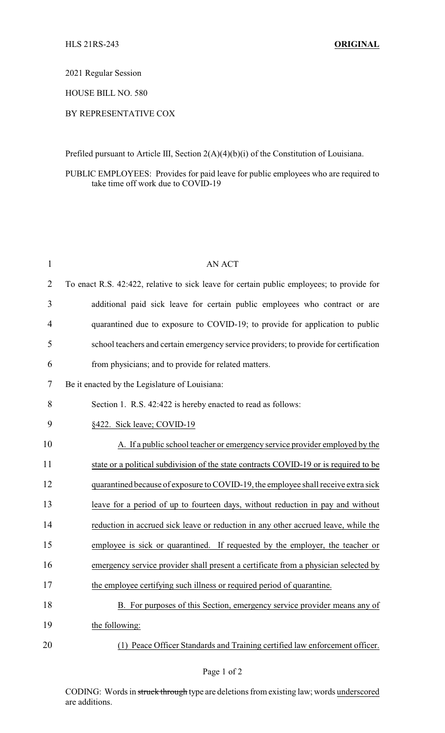HLS 21RS-243 **ORIGINAL**

2021 Regular Session

HOUSE BILL NO. 580

BY REPRESENTATIVE COX

Prefiled pursuant to Article III, Section 2(A)(4)(b)(i) of the Constitution of Louisiana.

PUBLIC EMPLOYEES: Provides for paid leave for public employees who are required to take time off work due to COVID-19

AN ACT

To enact R.S. 42:422, relative to sick leave for certain public employees; to provide for additional paid sick leave for certain public employees who contract or are quarantined due to exposure to COVID-19; to provide for application to public school teachers and certain emergency service providers; to provide for certification from physicians; and to provide for related matters.

Be it enacted by the Legislature of Louisiana:

Section 1. R.S. 42:422 is hereby enacted to read as follows:

§422. Sick leave; COVID-19

A. If a public school teacher or emergency service provider employed by the state or a political subdivision of the state contracts COVID-19 or is required to be quarantined because of exposure to COVID-19, the employee shall receive extra sick leave for a period of up to fourteen days, without reduction in pay and without reduction in accrued sick leave or reduction in any other accrued leave, while the employee is sick or quarantined. If requested by the employer, the teacher or emergency service provider shall present a certificate from a physician selected by the employee certifying such illness or required period of quarantine.

B. For purposes of this Section, emergency service provider means any of the following:

(1) Peace Officer Standards and Training certified law enforcement officer.

CODING: Words in ~~struck through~~ type are deletions from existing law; words underscored are additions.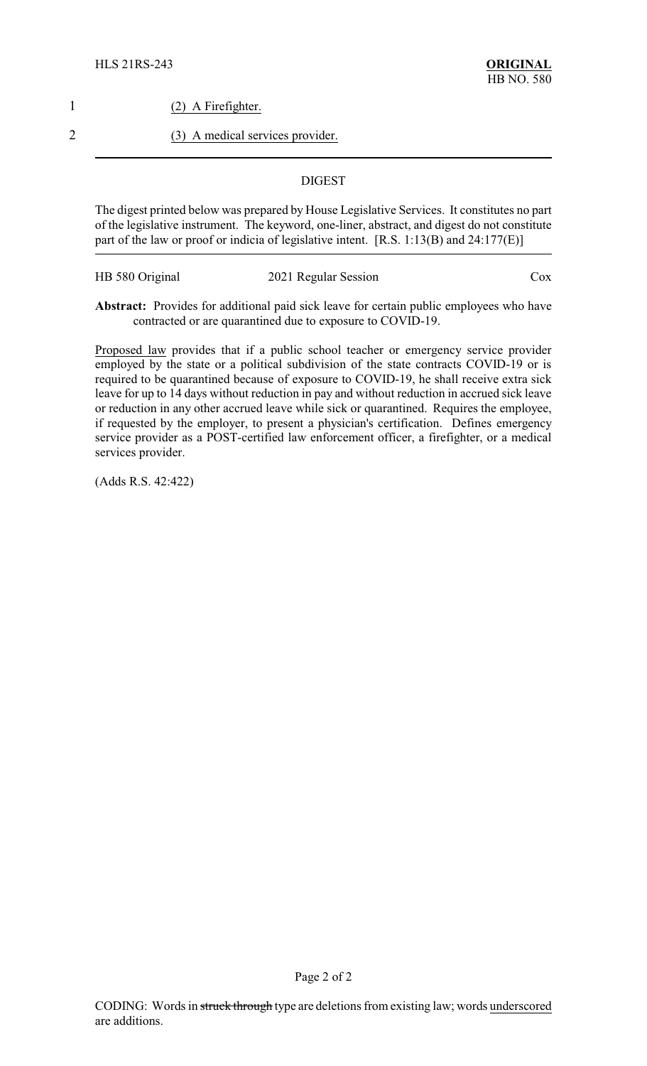(2) A Firefighter.

(3) A medical services provider.

## DIGEST

The digest printed below was prepared by House Legislative Services. It constitutes no part of the legislative instrument. The keyword, one-liner, abstract, and digest do not constitute part of the law or proof or indicia of legislative intent. [R.S. 1:13(B) and 24:177(E)]

HB 580 Original 2021 Regular Session Cox

**Abstract:** Provides for additional paid sick leave for certain public employees who have contracted or are quarantined due to exposure to COVID-19.

Proposed law provides that if a public school teacher or emergency service provider employed by the state or a political subdivision of the state contracts COVID-19 or is required to be quarantined because of exposure to COVID-19, he shall receive extra sick leave for up to 14 days without reduction in pay and without reduction in accrued sick leave or reduction in any other accrued leave while sick or quarantined. Requires the employee, if requested by the employer, to present a physician's certification. Defines emergency service provider as a POST-certified law enforcement officer, a firefighter, or a medical services provider.

(Adds R.S. 42:422)

CODING: Words in ~~struck through~~ type are deletions from existing law; words underscored are additions.